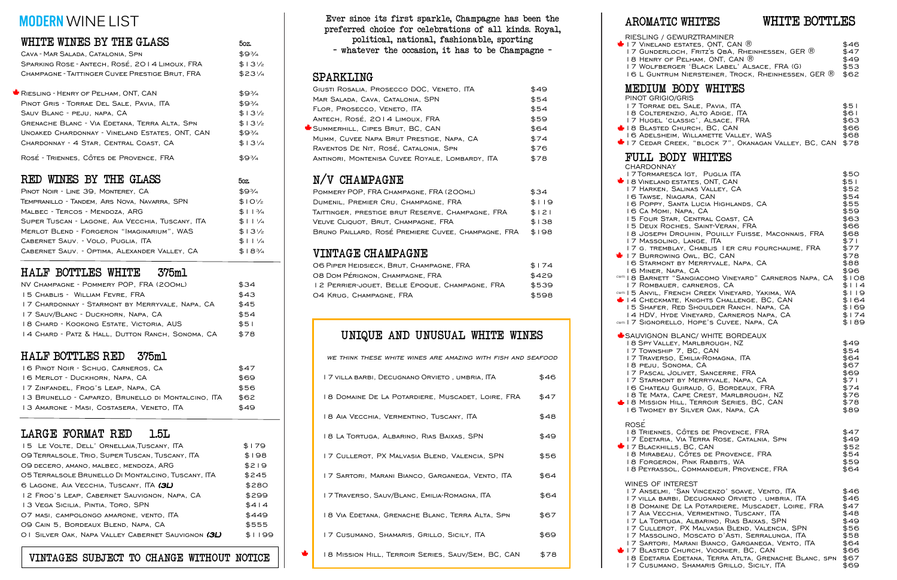# MODERN WINE LIST

## WHITE WINES BY THE GLASS

| | 5oz. |
|---|---|
| Cava - Mar Salada, Catalonia, Spn | $9¾ |
| Sparking Rose - Antech, Rosé, 2014 Limoux, FRA | $13½ |
| Champagne - Taittinger Cuvee Prestige Brut, FRA | $23¼ |
| Riesling - Henry of Pelham, ONT, CAN | $9¾ |
| Pinot Gris - Torrae Del Sale, Pavia, ITA | $9¾ |
| Sauv Blanc - Peju, Napa, CA | $13½ |
| Grenache Blanc - Via Edetana, Terra Alta, Spn | $13½ |
| Unoaked Chardonnay - Vineland Estates, ONT, CAN | $9¾ |
| Chardonnay - 4 Star, Central Coast, CA | $13¼ |
| Rosé - Triennes, Côtes de Provence, FRA | $9¾ |

## RED WINES BY THE GLASS

| | 5oz. |
|---|---|
| Pinot Noir - Line 39, Monterey, CA | $9¾ |
| Tempranillo - Tandem, Ars Nova, Navarra, SPN | $10½ |
| Malbec - Tercos - Mendoza, ARG | $11¾ |
| Super Tuscan - Lagone, Aia Vecchia, Tuscany, ITA | $11¼ |
| Merlot Blend - Forgeron "Imaginarium", WAS | $13½ |
| Cabernet Sauv. - Volo, Puglia, ITA | $11¼ |
| Cabernet Sauv. - Optima, Alexander Valley, CA | $18¾ |

## HALF BOTTLES WHITE 375ml

| | |
|---|---|
| NV Champagne - Pommery POP, FRA (200ml) | $34 |
| 15 Chablis - William Fevre, FRA | $43 |
| 17 Chardonnay - Starmont by Merryvale, Napa, CA | $45 |
| 17 Sauv/Blanc - Duckhorn, Napa, CA | $54 |
| 18 Chard - Kookong Estate, Victoria, AUS | $51 |
| 14 Chard - Patz & Hall, Dutton Ranch, Sonoma, CA | $78 |

## HALF BOTTLES RED 375ml

| | |
|---|---|
| 16 Pinot Noir - Schug, Carneros, CA | $47 |
| 16 Merlot - Duckhorn, Napa, CA | $69 |
| 17 Zinfandel, Frog's Leap, Napa, CA | $56 |
| 13 Brunello - Caparzo, Brunello di Montalcino, ITA | $62 |
| 13 Amarone - Masi, Costasera, Veneto, ITA | $49 |

## LARGE FORMAT RED 1.5L

| | |
|---|---|
| 15 Le Volte, Dell' Ornellaia, Tuscany, ITA | $179 |
| 09 Terralsole, Trio, Super Tuscan, Tuscany, ITA | $198 |
| 09 Decero, Amano, Malbec, Mendoza, ARG | $219 |
| 05 Terralsole Brunello Di Montalcino, Tuscany, ITA | $245 |
| 6 Lagone, Aia Vecchia, Tuscany, ITA ***(3L)*** | $280 |
| 12 Frog's Leap, Cabernet Sauvignon, Napa, CA | $299 |
| 13 Vega Sicilia, Pintia, Toro, SPN | $414 |
| 07 Masi, Campolongo Amarone, Vento, ITA | $449 |
| 09 Cain 5, Bordeaux Blend, Napa, CA | $555 |
| 01 Silver Oak, Napa Valley Cabernet Sauvignon ***(3L)*** | $1199 |

VINTAGES SUBJECT TO CHANGE WITHOUT NOTICE

Ever since its first sparkle, Champagne has been the preferred choice for celebrations of all kinds. Royal, political, national, fashionable, sporting - whatever the occasion, it has to be Champagne -

## SPARKLING

| | |
|---|---|
| Giusti Rosalia, Prosecco DOC, Veneto, ITA | $49 |
| Mar Salada, Cava, Catalonia, SPN | $54 |
| Flor, Prosecco, Veneto, ITA | $54 |
| Antech, Rosé, 2014 Limoux, FRA | $59 |
| Summerhill, Cipes Brut, BC, CAN | $64 |
| Mumm, Cuvee Napa Brut Prestige, Napa, CA | $74 |
| Raventos De Nit, Rosé, Catalonia, Spn | $76 |
| Antinori, Montenisa Cuvee Royale, Lombardy, ITA | $78 |

## N/V CHAMPAGNE

| | |
|---|---|
| Pommery POP, FRA Champagne, FRA (200ml) | $34 |
| Dumenil, Premier Cru, Champagne, FRA | $119 |
| Taittinger, Prestige Brut Reserve, Champagne, FRA | $121 |
| Veuve Cliquot, Brut, Champagne, FRA | $138 |
| Bruno Paillard, Rosé Premiere Cuvee, Champagne, FRA | $198 |

## VINTAGE CHAMPAGNE

| | |
|---|---|
| 06 Piper Heidsieck, Brut, Champagne, FRA | $174 |
| 08 Dom Pérignon, Champagne, FRA | $429 |
| 12 Perrier-Jouet, Belle Epoque, Champagne, FRA | $539 |
| 04 Krug, Champagne, FRA | $598 |

## UNIQUE AND UNUSUAL WHITE WINES

*We think these white wines are amazing with fish and seafood*

| | |
|---|---|
| 17 Villa Barbi, Decugnano Orvieto, Umbria, ITA | $46 |
| 18 Domaine De La Potardiere, Muscadet, Loire, FRA | $47 |
| 18 Aia Vecchia, Vermentino, Tuscany, ITA | $48 |
| 18 La Tortuga, Albarino, Rias Baixas, SPN | $49 |
| 17 Cullerot, PX Malvasia Blend, Valencia, SPN | $56 |
| 17 Sartori, Marani Bianco, Garganega, Vento, ITA | $64 |
| 17 Traverso, Sauv/Blanc, Emilia-Romagna, ITA | $64 |
| 18 Via Edetana, Grenache Blanc, Terra Alta, Spn | $67 |
| 17 Cusumano, Shamaris, Grillo, Sicily, ITA | $69 |
| 18 Mission Hill, Terroir Series, Sauv/Sem, BC, CAN | $78 |

## AROMATIC WHITES — WHITE BOTTLES

RIESLING / GEWURZTRAMINER

| | |
|---|---|
| 17 Vineland Estates, ONT, CAN ® | $46 |
| 17 Gunderloch, Fritz's QbA, Rheinhessen, GER ® | $47 |
| 18 Henry of Pelham, ONT, CAN ® | $49 |
| 17 Wolfberger 'Black Label' Alsace, FRA (G) | $53 |
| 16 L Guntrum Niersteiner, Trock, Rheinhessen, GER ® | $62 |

## MEDIUM BODY WHITES

PINOT GRIGIO/GRIS

| | |
|---|---|
| 17 Torrae del Sale, Pavia, ITA | $51 |
| 18 Colterenzio, Alto Adige, ITA | $61 |
| 17 Hugel 'classic', Alsace, FRA | $63 |
| 18 Blasted Church, BC, CAN | $66 |
| 16 Adelsheim, Willamette Valley, WAS | $68 |
| 17 Cedar Creek, "Block 7", Okanagan Valley, BC, CAN | $78 |

## FULL BODY WHITES

CHARDONNAY

| | |
|---|---|
| 17 Tormaresca IGT, Puglia ITA | $50 |
| 18 Vineland Estates, ONT, CAN | $51 |
| 17 Harken, Salinas Valley, CA | $52 |
| 16 Tawse, Niagara, CAN | $54 |
| 16 Poppy, Santa Lucia Highlands, CA | $55 |
| 16 Ca Momi, Napa, CA | $59 |
| 15 Four Star, Central Coast, CA | $63 |
| 15 Deux Roches, Saint-Veran, FRA | $66 |
| 18 Joseph Drouhin, Pouilly Fuisse, Maconnais, FRA | $68 |
| 17 Massolino, Lange, ITA | $71 |
| 17 G. Tremblay, Chablis 1er Cru Fourchaume, FRA | $77 |
| 17 Burrowing Owl, BC, CAN | $78 |
| 16 Starmont by Merryvale, Napa, CA | $88 |
| 16 Miner, Napa, CA | $96 |
| CWM 18 Barnett "Sangiacomo Vineyard" Carneros Napa, CA | $108 |
| 17 Rombauer, Carneros, CA | $114 |
| CWM 15 Anvil, French Creek Vineyard, Yakima, WA | $119 |
| 14 Checkmate, Knights Challenge, BC, CAN | $164 |
| 15 Shafer, Red Shoulder Ranch, Napa, CA | $169 |
| 14 HDV, Hyde Vineyard, Carneros Napa, CA | $174 |
| CWM 17 Signorello, Hope's Cuvee, Napa, CA | $189 |

SAUVIGNON BLANC/ WHITE BORDEAUX

| | |
|---|---|
| 18 Spy Valley, Marlbrough, NZ | $49 |
| 17 Township 7, BC, CAN | $54 |
| 17 Traverso, Emilia-Romagna, ITA | $64 |
| 18 Peju, Sonoma, CA | $67 |
| 17 Pascal Jolivet, Sancerre, FRA | $69 |
| 17 Starmont by Merryvale, Napa, CA | $71 |
| 16 Chateau Guiraud, G, Bordeaux, FRA | $74 |
| 18 Te Mata, Cape Crest, Marlbrough, NZ | $76 |
| 18 Mission Hill, Terroir Series, BC, CAN | $78 |
| 16 Twomey by Silver Oak, Napa, CA | $89 |

ROSÉ

| | |
|---|---|
| 18 Triennes, Côtes de Provence, FRA | $47 |
| 17 Edetaria, Via Terra Rose, Catalnia, Spn | $49 |
| 17 Blackhills, BC, CAN | $52 |
| 18 Mirabeau, Côtes de Provence, FRA | $54 |
| 18 Forgeron, Pink Rabbits, WA | $59 |
| 18 Peyrassol, Commandeur, Provence, FRA | $64 |

WINES OF INTEREST

| | |
|---|---|
| 17 Anselmi, 'San Vincenzo' Soave, Vento, ITA | $46 |
| 17 Villa Barbi, Decugnano Orvieto, Umbria, ITA | $46 |
| 18 Domaine De La Potardiere, Muscadet, Loire, FRA | $47 |
| 17 Aia Vecchia, Vermentino, Tuscany, ITA | $48 |
| 17 La Tortuga, Albarino, Rias Baixas, SPN | $49 |
| 17 Cullerot, PX Malvasia Blend, Valencia, SPN | $56 |
| 17 Massolino, Moscato d'Asti, Serralunga, ITA | $58 |
| 17 Sartori, Marani Bianco, Garganega, Vento, ITA | $64 |
| 17 Blasted Church, Viognier, BC, CAN | $66 |
| 18 Edetaria Edetana, Terra Atlta, Grenache Blanc, SPN | $67 |
| 17 Cusumano, Shamaris Grillo, Sicily, ITA | $69 |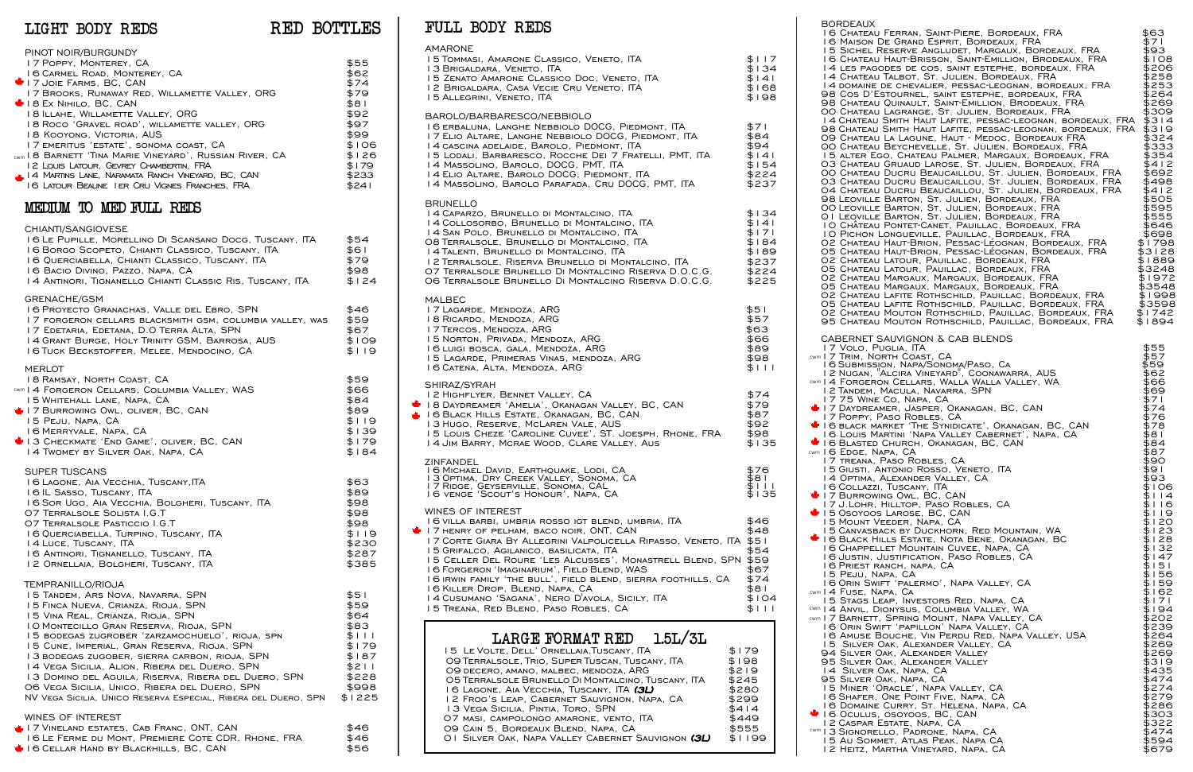# LIGHT BODY REDS

# RED BOTTLES

## PINOT NOIR/BURGUNDY

| | |
|---|---|
| 17 Poppy, Monterey, CA | $55 |
| 16 Carmel Road, Monterey, CA | $62 |
| 17 Joie Farms, BC, CAN | $74 |
| 17 Brooks, Runaway Red, Willamette Valley, ORG | $79 |
| 18 Ex Nihilo, BC, CAN | $81 |
| 18 Illahe, Willamette Valley, ORG | $92 |
| 18 Roco 'Gravel road', willamette valley, ORG | $97 |
| 18 Kooyong, Victoria, AUS | $99 |
| 17 Emeritus 'estate', sonoma coast, CA | $106 |
| 18 Barnett 'Tina Marie Vineyard', Russian River, CA | $126 |
| 12 Louis Latour, Gevrey Chambertin, FRA | $179 |
| 14 Martins Lane, Naramata Ranch Vineyard, BC, CAN | $233 |
| 16 Latour Beaune 1er Cru Vignes Franches, FRA | $241 |

# MEDIUM TO MED FULL REDS

## CHIANTI/SANGIOVESE

| | |
|---|---|
| 16 Le Pupille, Morellino Di Scansano Docg, Tuscany, ITA | $54 |
| 16 Borgo Scopeto, Chianti Classico, Tuscany, ITA | $61 |
| 16 Querciabella, Chianti Classico, Tuscany, ITA | $79 |
| 16 Bacio Divino, Pazzo, NAPA, CA | $98 |
| 14 Antinori, Tignanello Chianti Classic Ris, Tuscany, ITA | $124 |

## GRENACHE/GSM

| | |
|---|---|
| 16 Proyecto Granachas, Valle del Ebro, SPN | $46 |
| 17 Forgeron cellars blacksmith GSM, columbia valley, WAS | $59 |
| 17 Edetaria, Edetana, D.O Terra Alta, SPN | $67 |
| 14 Grant Burge, Holy Trinity GSM, Barrosa, AUS | $109 |
| 16 Tuck Beckstoffer, Melee, Mendocino, CA | $119 |

## MERLOT

| | |
|---|---|
| 18 Ramsay, North Coast, CA | $59 |
| 14 Forgeron Cellars, Columbia Valley, WAS | $66 |
| 15 Whitehall Lane, Napa, CA | $84 |
| 17 Burrowing Owl, oliver, BC, CAN | $89 |
| 15 Peju, Napa, CA | $119 |
| 16 Merryvale, Napa, CA | $139 |
| 13 Checkmate 'End Game', oliver, BC, CAN | $179 |
| 14 Twomey by Silver Oak, Napa, CA | $184 |

## SUPER TUSCANS

| | |
|---|---|
| 16 Lagone, Aia Vecchia, Tuscany, ITA | $63 |
| 16 Il Sasso, Tuscany, ITA | $89 |
| 16 Sor Ugo, Aia Vecchia, Bolgheri, Tuscany, ITA | $98 |
| 07 Terralsole Solista I.G.T | $98 |
| 07 Terralsole Pasticcio I.G.T | $98 |
| 16 Querciabella, Turpino, Tuscany, ITA | $119 |
| 14 Luce, Tuscany, ITA | $230 |
| 16 Antinori, Tignanello, Tuscany, ITA | $287 |
| 12 Ornellaia, Bolgheri, Tuscany, ITA | $385 |

## TEMPRANILLO/RIOJA

| | |
|---|---|
| 15 Tandem, Ars Nova, Navarra, SPN | $51 |
| 15 Finca Nueva, Crianza, Rioja, SPN | $59 |
| 15 Vina Real, Crianza, Rioja, SPN | $64 |
| 10 Montecillo Gran Reserva, Rioja, SPN | $83 |
| 15 Bodegas Zugrober 'Zarzamochuelo', rioja, spn | $111 |
| 15 Cune, Imperial, Gran Reserva, Rioja, SPN | $179 |
| 13 Bodegas Zugober, sierra carbon, rioja, SPN | $187 |
| 14 Vega Sicilia, Alion, Ribera del Duero, SPN | $211 |
| 13 Domino del Aguila, Riserva, Ribera del Duero, SPN | $228 |
| 06 Vega Sicilia, Unico, Ribera del Duero, SPN | $998 |
| NV Vega Sicilia, Unico Reserva Especial, Ribera del Duero, SPN | $1225 |

## WINES OF INTEREST

| | |
|---|---|
| 17 Vineland estates, Cab Franc, ONT, CAN | $46 |
| 16 Le Ferme du Mont, Premiere Cote CDR, Rhone, FRA | $46 |
| 16 Cellar Hand by Blackhills, BC, CAN | $56 |

# FULL BODY REDS

## AMARONE

| | |
|---|---|
| 15 Tommasi, Amarone Classico, Veneto, ITA | $117 |
| 13 Brigaldara, Veneto, ITA | $134 |
| 15 Zenato Amarone Classico Doc, Veneto, ITA | $141 |
| 12 Brigaldara, Casa Vecie Cru Veneto, ITA | $168 |
| 15 Allegrini, Veneto, ITA | $198 |

## BAROLO/BARBARESCO/NEBBIOLO

| | |
|---|---|
| 16 erbaluna, Langhe Nebbiolo DOCG, Piedmont, ITA | $71 |
| 17 Elio Altare, Langhe Nebbiolo DOCG, Piedmont, ITA | $84 |
| 14 cascina adelaide, Barolo, Piedmont, ITA | $94 |
| 15 Lodali, Barbaresco, Rocche Dei 7 Fratelli, PMT, ITA | $141 |
| 14 Massolino, Barolo, DOCG, PMT, ITA | $154 |
| 14 Elio Altare, Barolo DOCG, Piedmont, ITA | $224 |
| 14 Massolino, Barolo Parafada, Cru DOCG, PMT, ITA | $237 |

## BRUNELLO

| | |
|---|---|
| 14 Caparzo, Brunello di Montalcino, ITA | $134 |
| 14 Collosorbo, Brunello di Montalcino, ITA | $141 |
| 14 San Polo, Brunello di Montalcino, ITA | $171 |
| 08 Terralsole, Brunello di Montalcino, ITA | $184 |
| 14 Talenti, Brunello di Montalcino, ITA | $189 |
| 12 Terralsole, Riserva Brunello di Montalcino, ITA | $237 |
| 07 Terralsole Brunello Di Montalcino Riserva D.O.C.G. | $224 |
| 06 Terralsole Brunello Di Montalcino Riserva D.O.C.G. | $225 |

## MALBEC

| | |
|---|---|
| 17 Lagarde, Mendoza, ARG | $51 |
| 18 Ricardo, Mendoza, ARG | $57 |
| 17 Tercos, Mendoza, ARG | $63 |
| 15 Norton, Privada, Mendoza, ARG | $66 |
| 16 luigi bosca, gala, Mendoza, ARG | $89 |
| 15 Lagarde, Primeras Vinas, mendoza, ARG | $98 |
| 16 Catena, Alta, Mendoza, ARG | $111 |

## SHIRAZ/SYRAH

| | |
|---|---|
| 12 Highflyer, Bennet Valley, CA | $74 |
| 18 Daydreamer 'Amelia', Okanagan Valley, BC, CAN | $79 |
| 16 Black Hills Estate, Okanagan, BC, CAN | $87 |
| 13 Hugo, Reserve, McLaren Vale, AUS | $92 |
| 15 Louis Cheze 'Caroline Cuvee', ST. Joesph, Rhone, FRA | $98 |
| 14 Jim Barry, Mcrae Wood, Clare Valley, Aus | $135 |

## ZINFANDEL

| | |
|---|---|
| 16 Michael David, Earthquake, Lodi, CA | $76 |
| 13 Optima, Dry Creek Valley, Sonoma, CA | $81 |
| 17 Ridge, Geyserville, Sonomy, CAL | $111 |
| 16 venge 'Scout's Honour', Napa, CA | $135 |

## WINES OF INTEREST

| | |
|---|---|
| 16 villa barbi, umbria rosso igt blend, umbria, ITA | $46 |
| 17 henry of pelham, baco noir, ONT, CAN | $48 |
| 17 Corte Giara By Allegrini Valpolicella Ripasso, Veneto, ITA | $51 |
| 15 Grifalco, Agilanico, basilicata, ITA | $54 |
| 15 Celler Del Roure 'Les Alcusses', Monastrell Blend, SPN | $59 |
| 16 Forgeron 'Imaginarium', Field Blend, WAS | $67 |
| 16 irwin family 'the bull', field blend, sierra foothills, CA | $74 |
| 16 Killer Drop, Blend, Napa, CA | $81 |
| 14 Cusumano 'Sagana', Nero D'avola, Sicily, ITA | $104 |
| 15 Treana, Red Blend, Paso Robles, CA | $111 |

## LARGE FORMAT RED 1.5L/3L

| | |
|---|---|
| 15 Le Volte, Dell' Ornellaia, Tuscany, ITA | $179 |
| 09 Terralsole, Trio, Super Tuscan, Tuscany, ITA | $198 |
| 09 decero, amano, malbec, mendoza, ARG | $219 |
| 05 Terralsole Brunello Di Montalcino, Tuscany, ITA | $245 |
| 16 Lagone, Aia Vecchia, Tuscany, ITA **(3L)** | $280 |
| 12 Frog's Leap, Cabernet Sauvignon, Napa, CA | $299 |
| 13 Vega Sicilia, Pintia, Toro, SPN | $414 |
| 07 masi, campolongo amarone, vento, ITA | $449 |
| 09 Cain 5, Bordeaux Blend, Napa, CA | $555 |
| 01 Silver Oak, Napa Valley Cabernet Sauvignon **(3L)** | $1199 |

## BORDEAUX

| | |
|---|---|
| 16 Chateau Ferran, Saint-Piere, Bordeaux, FRA | $63 |
| 16 Maison De Grand Esprit, Bordeaux, FRA | $71 |
| 15 Sichel Reserve Angludet, Margaux, Bordeaux, FRA | $93 |
| 16 Chateau Haut-Brisson, Saint-Emillion, Brodeaux, FRA | $108 |
| 14 les pagodes de cos, saint estephe, bordeaux, FRA | $206 |
| 14 Chateau Talbot, St. Julien, Bordeaux, FRA | $258 |
| 14 domaine de chevalier, pessac-leognan, bordeaux, FRA | $253 |
| 98 Cos D'Estournel, saint estephe, bordeaux, FRA | $264 |
| 98 Chateau Quinault, Saint-Emillion, Brodeaux, FRA | $269 |
| 00 Chateau Lagrange, St. Julien, Bordeaux, FRA | $309 |
| 14 Chateau Smith Haut Lafite, pessac-leognan, bordeaux, FRA | $314 |
| 98 Chateau Smith Haut Lafite, pessac-leognan, bordeaux, FRA | $319 |
| 09 Chateau La Lagune, Haut - Medoc, Bordeaux FRA | $324 |
| 00 Chateau Beychevelle, St. Julien, Bordeaux, FRA | $333 |
| 15 Alter Ego, Chateau Palmer, Margaux, Bordeaux, FRA | $354 |
| 03 Chateau Gruaud Larose, St. Julien, Bordeaux, FRA | $412 |
| 00 Chateau Ducru Beaucaillou, St. Julien, Bordeaux, FRA | $692 |
| 03 Chateau Ducru Beaucaillou, St. Julien, Bordeaux, FRA | $498 |
| 04 Chateau Ducru Beaucaillou, St. Julien, Bordeaux, FRA | $412 |
| 98 Leoville Barton, St. Julien, Bordeaux, FRA | $505 |
| 00 Leoville Barton, St. Julien, Bordeaux, FRA | $595 |
| 01 Leoville Barton, St. Julien, Bordeaux, FRA | $555 |
| 10 Château Pontet-Canet, Pauillac, Bordeaux, FRA | $646 |
| 10 Pichon Longueville, Pauillac, Bordeaux, FRA | $698 |
| 02 Chateau Haut-Brion, Pessac-Léognan, Bordeaux, FRA | $1798 |
| 05 Chateau Haut-Brion, Pessac-Léognan, Bordeaux, FRA | $3128 |
| 02 Chateau Latour, Pauillac, Bordeaux, FRA | $1889 |
| 05 Chateau Latour, Pauillac, Bordeaux, FRA | $3248 |
| 02 Chateau Margaux, Margaux, Bordeaux, FRA | $1972 |
| 05 Chateau Margaux, Margaux, Bordeaux, FRA | $3548 |
| 02 Chateau Lafite Rothschild, Pauillac, Bordeaux, FRA | $1998 |
| 05 Chateau Lafite Rothschild, Pauillac, Bordeaux, FRA | $3598 |
| 02 Chateau Mouton Rothschild, Pauillac, Bordeaux, FRA | $1742 |
| 95 Chateau Mouton Rothschild, Pauillac, Bordeaux, FRA | $1894 |

## CABERNET SAUVIGNON & CAB BLENDS

| | |
|---|---|
| 17 Volo, Puglia, ITA | $55 |
| 17 Trim, North Coast, CA | $57 |
| 16 Submission, Napa/Sonoma/Paso, CA | $59 |
| 12 Nugan, "Alcira Vineyard", Coonawarra, AUS | $62 |
| 14 Forgeron Cellars, Walla Walla Valley, WA | $66 |
| 12 Tandem, Macula, Navarra, SPN | $69 |
| 17 75 Wine Co, Napa, CA | $71 |
| 17 Daydreamer, Jasper, Okanagan, BC, CAN | $74 |
| 17 Poppy, Paso Robles, CA | $76 |
| 16 black market 'The Syndicate', Okanagan, BC, CAN | $78 |
| 16 Louis Martini 'Napa Valley Cabernet', Napa, CA | $81 |
| 16 Blasted Church, Okanagan, BC, CAN | $84 |
| 16 Edge, Napa, CA | $87 |
| 17 treana, Paso Robles, CA | $90 |
| 15 Giusti, Antonio Rosso, Veneto, ITA | $91 |
| 14 Optima, Alexander Valley, CA | $93 |
| 16 Collazzi, Tuscany, ITA | $106 |
| 17 Burrowing Owl, BC, CAN | $114 |
| 17 J.Lohr, Hilltop, Paso Robles, CA | $116 |
| 15 Osoyoos Larose, BC, CAN | $119 |
| 15 Mount Veeder, Napa, CA | $120 |
| 15 Canvasback by Duckhorn, Red Mountain, WA | $123 |
| 16 Black Hills Estate, Nota Bene, Okanagan, BC | $128 |
| 16 Chappellet Mountain Cuvee, Napa, CA | $132 |
| 16 Justin, Justification, Paso Robles, CA | $147 |
| 16 Priest ranch, napa, CA | $151 |
| 15 Peju, Napa, CA | $156 |
| 16 Orin Swift 'palermo', Napa Valley, CA | $159 |
| 14 Fuse, Napa, CA | $162 |
| 15 Stags Leap, Investors Red, Napa, CA | $171 |
| 14 Anvil, Dionysus, Columbia Valley, WA | $194 |
| 17 Barnett, Spring Mount, Napa Valley, CA | $202 |
| 16 Orin Swift 'papillon' Napa Valley, CA | $239 |
| 16 Amuse Bouche, Vin Perdu Red, Napa Valley, USA | $264 |
| 15 Silver Oak, Alexander Valley, CA | $269 |
| 94 Silver Oak, Alexander Valley | $269 |
| 95 Silver Oak, Alexander Valley | $319 |
| 14 Silver Oak, Napa, CA | $435 |
| 95 Silver Oak, Napa, CA | $474 |
| 15 Miner 'Oracle', Napa Valley, CA | $274 |
| 16 Shafer, One Point Five, Napa, CA | $279 |
| 16 Domaine Curry, St. Helena, Napa, CA | $286 |
| 16 Oculus, osoyoos, BC, CAN | $303 |
| 12 Caspar Estate, Napa, CA | $322 |
| 13 Signorello, Padrone, Napa, CA | $474 |
| 15 Au Sommet, Atlas Peak, Napa CA | $594 |
| 12 Heitz, Martha Vineyard, Napa, CA | $679 |